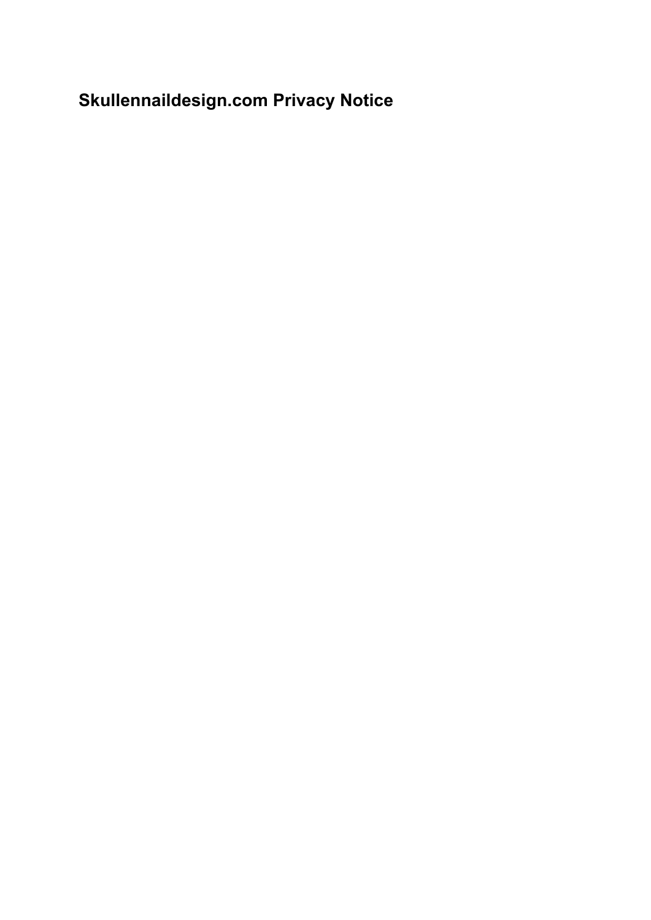# Skullennaildesign.com Privacy Notice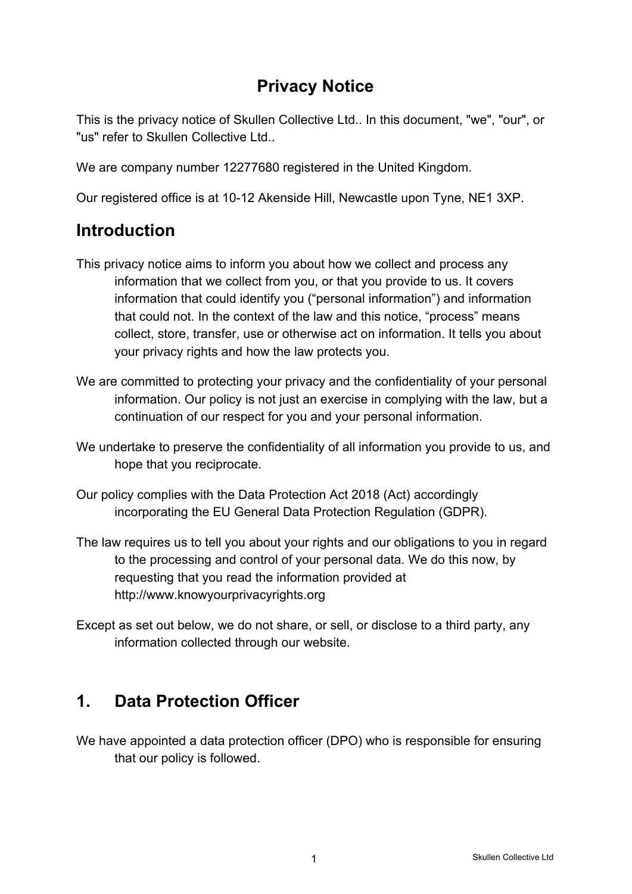# Privacy Notice

This is the privacy notice of Skullen Collective Ltd.. In this document, "we", "our", or "us" refer to Skullen Collective Ltd..

We are company number 12277680 registered in the United Kingdom.

Our registered office is at 10-12 Akenside Hill, Newcastle upon Tyne, NE1 3XP.

## Introduction

This privacy notice aims to inform you about how we collect and process any information that we collect from you, or that you provide to us. It covers information that could identify you ("personal information") and information that could not. In the context of the law and this notice, "process" means collect, store, transfer, use or otherwise act on information. It tells you about your privacy rights and how the law protects you.

We are committed to protecting your privacy and the confidentiality of your personal information. Our policy is not just an exercise in complying with the law, but a continuation of our respect for you and your personal information.

We undertake to preserve the confidentiality of all information you provide to us, and hope that you reciprocate.

Our policy complies with the Data Protection Act 2018 (Act) accordingly incorporating the EU General Data Protection Regulation (GDPR).

The law requires us to tell you about your rights and our obligations to you in regard to the processing and control of your personal data. We do this now, by requesting that you read the information provided at http://www.knowyourprivacyrights.org

Except as set out below, we do not share, or sell, or disclose to a third party, any information collected through our website.

## 1. Data Protection Officer

We have appointed a data protection officer (DPO) who is responsible for ensuring that our policy is followed.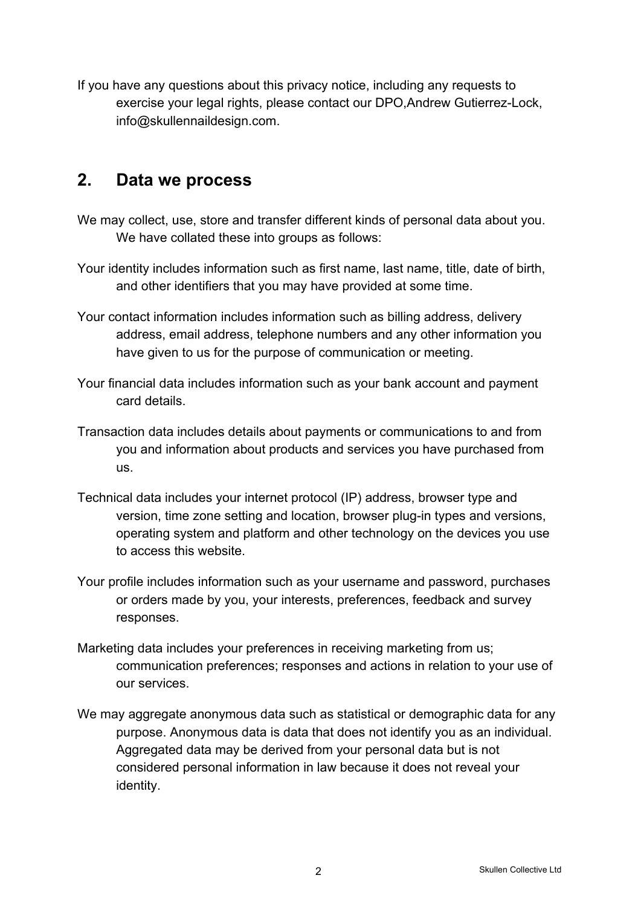If you have any questions about this privacy notice, including any requests to exercise your legal rights, please contact our DPO,Andrew Gutierrez-Lock, info@skullennaildesign.com.

## 2. Data we process

We may collect, use, store and transfer different kinds of personal data about you. We have collated these into groups as follows:

Your identity includes information such as first name, last name, title, date of birth, and other identifiers that you may have provided at some time.

Your contact information includes information such as billing address, delivery address, email address, telephone numbers and any other information you have given to us for the purpose of communication or meeting.

Your financial data includes information such as your bank account and payment card details.

Transaction data includes details about payments or communications to and from you and information about products and services you have purchased from us.

Technical data includes your internet protocol (IP) address, browser type and version, time zone setting and location, browser plug-in types and versions, operating system and platform and other technology on the devices you use to access this website.

Your profile includes information such as your username and password, purchases or orders made by you, your interests, preferences, feedback and survey responses.

Marketing data includes your preferences in receiving marketing from us; communication preferences; responses and actions in relation to your use of our services.

We may aggregate anonymous data such as statistical or demographic data for any purpose. Anonymous data is data that does not identify you as an individual. Aggregated data may be derived from your personal data but is not considered personal information in law because it does not reveal your identity.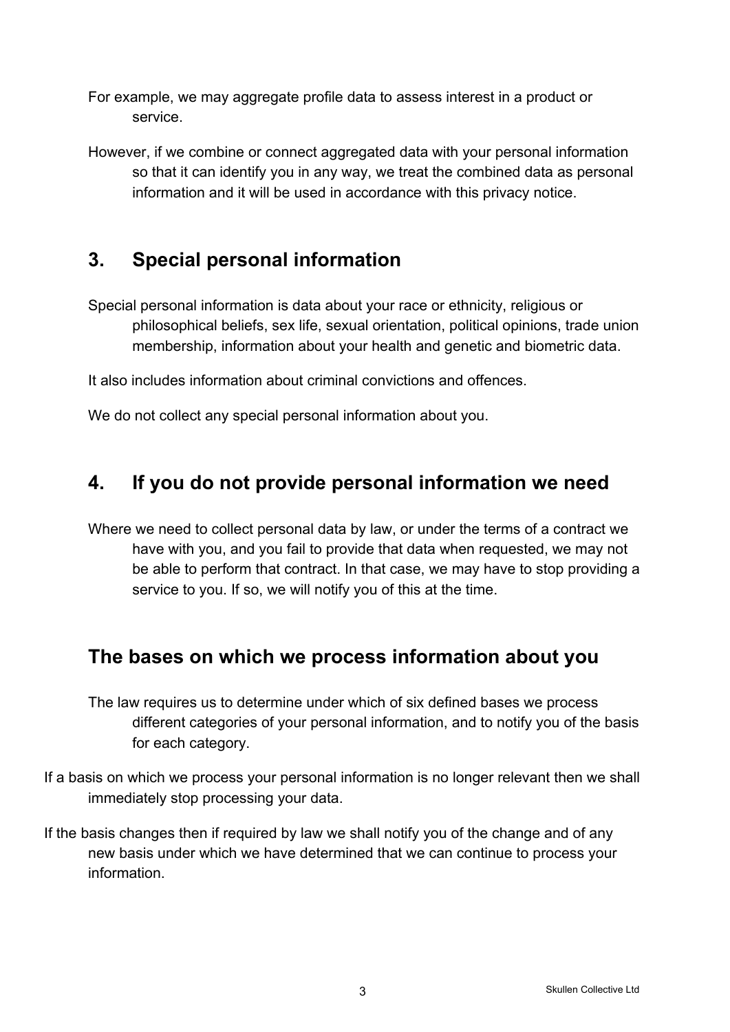For example, we may aggregate profile data to assess interest in a product or service.

However, if we combine or connect aggregated data with your personal information so that it can identify you in any way, we treat the combined data as personal information and it will be used in accordance with this privacy notice.

## 3. Special personal information

Special personal information is data about your race or ethnicity, religious or philosophical beliefs, sex life, sexual orientation, political opinions, trade union membership, information about your health and genetic and biometric data.

It also includes information about criminal convictions and offences.

We do not collect any special personal information about you.

## 4. If you do not provide personal information we need

Where we need to collect personal data by law, or under the terms of a contract we have with you, and you fail to provide that data when requested, we may not be able to perform that contract. In that case, we may have to stop providing a service to you. If so, we will notify you of this at the time.

## The bases on which we process information about you

The law requires us to determine under which of six defined bases we process different categories of your personal information, and to notify you of the basis for each category.

If a basis on which we process your personal information is no longer relevant then we shall immediately stop processing your data.

If the basis changes then if required by law we shall notify you of the change and of any new basis under which we have determined that we can continue to process your information.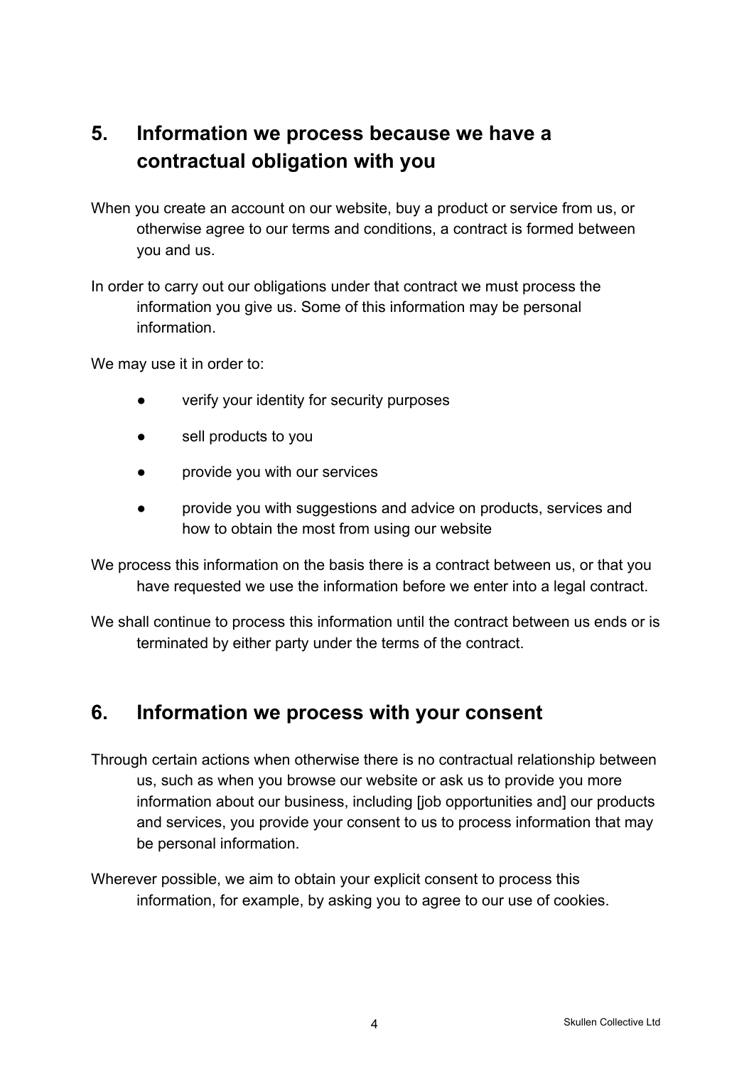## 5. Information we process because we have a contractual obligation with you

When you create an account on our website, buy a product or service from us, or otherwise agree to our terms and conditions, a contract is formed between you and us.

In order to carry out our obligations under that contract we must process the information you give us. Some of this information may be personal information.

We may use it in order to:

- verify your identity for security purposes
- sell products to you
- provide you with our services
- provide you with suggestions and advice on products, services and how to obtain the most from using our website

We process this information on the basis there is a contract between us, or that you have requested we use the information before we enter into a legal contract.

We shall continue to process this information until the contract between us ends or is terminated by either party under the terms of the contract.

## 6. Information we process with your consent

Through certain actions when otherwise there is no contractual relationship between us, such as when you browse our website or ask us to provide you more information about our business, including [job opportunities and] our products and services, you provide your consent to us to process information that may be personal information.

Wherever possible, we aim to obtain your explicit consent to process this information, for example, by asking you to agree to our use of cookies.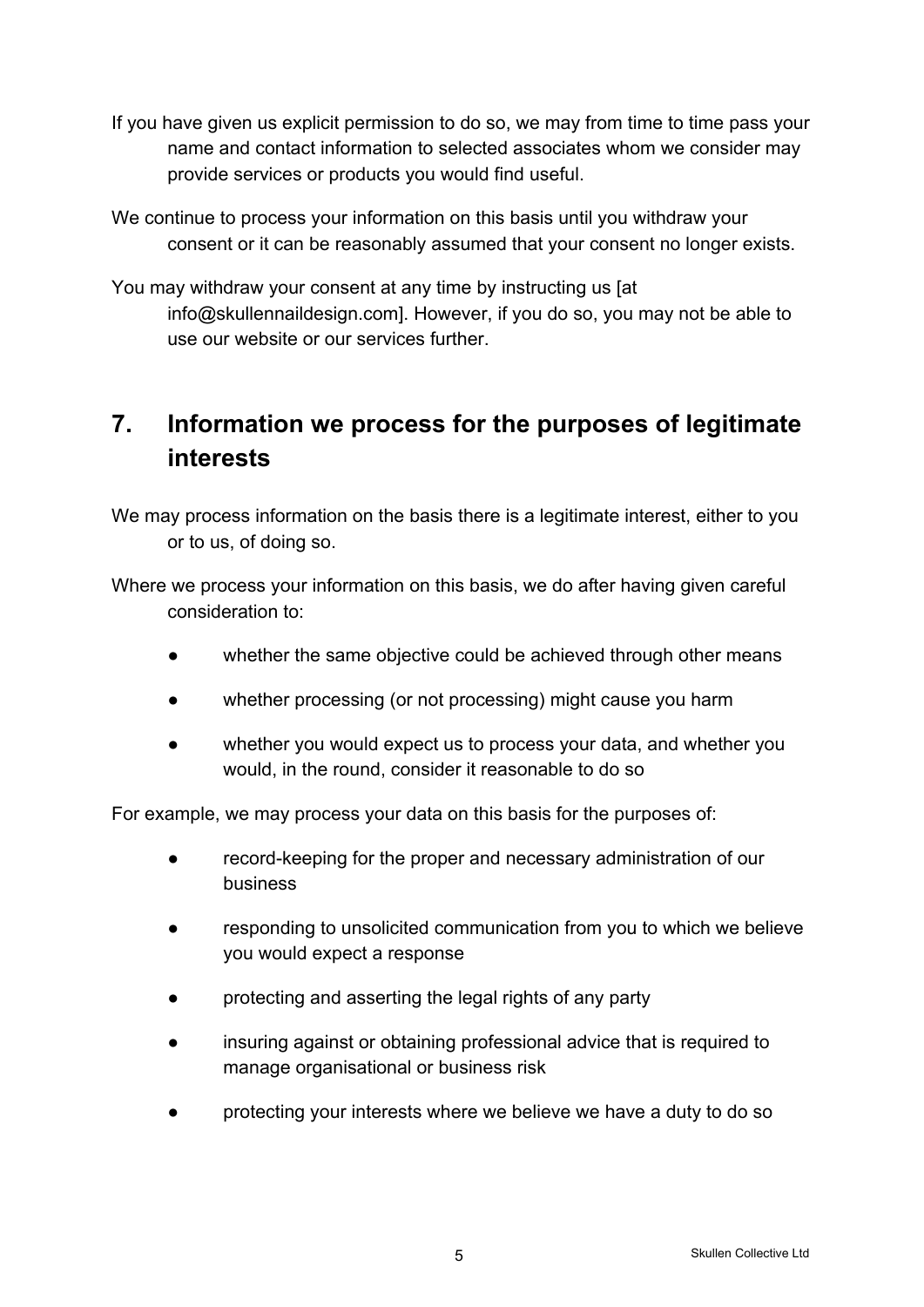If you have given us explicit permission to do so, we may from time to time pass your name and contact information to selected associates whom we consider may provide services or products you would find useful.

We continue to process your information on this basis until you withdraw your consent or it can be reasonably assumed that your consent no longer exists.

You may withdraw your consent at any time by instructing us [at info@skullennaildesign.com]. However, if you do so, you may not be able to use our website or our services further.

## 7. Information we process for the purposes of legitimate interests

We may process information on the basis there is a legitimate interest, either to you or to us, of doing so.

Where we process your information on this basis, we do after having given careful consideration to:

- whether the same objective could be achieved through other means
- whether processing (or not processing) might cause you harm
- whether you would expect us to process your data, and whether you would, in the round, consider it reasonable to do so

For example, we may process your data on this basis for the purposes of:

- record-keeping for the proper and necessary administration of our business
- responding to unsolicited communication from you to which we believe you would expect a response
- protecting and asserting the legal rights of any party
- insuring against or obtaining professional advice that is required to manage organisational or business risk
- protecting your interests where we believe we have a duty to do so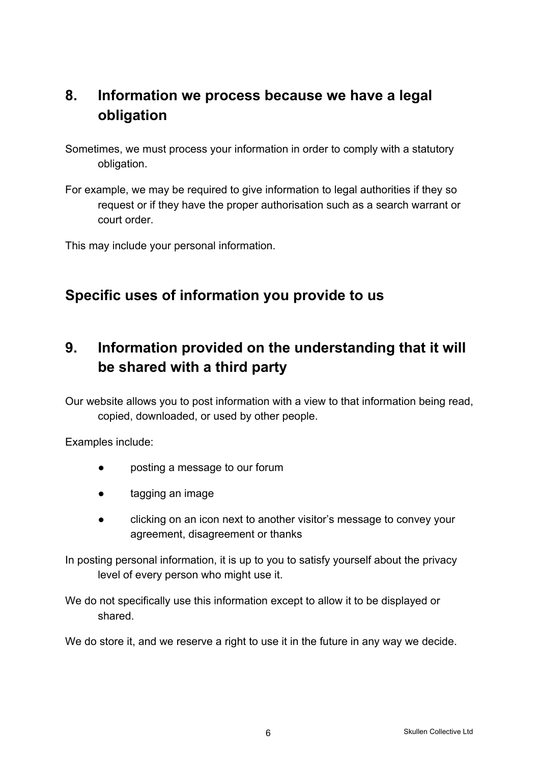## 8. Information we process because we have a legal obligation

Sometimes, we must process your information in order to comply with a statutory obligation.

For example, we may be required to give information to legal authorities if they so request or if they have the proper authorisation such as a search warrant or court order.

This may include your personal information.

## Specific uses of information you provide to us

## 9. Information provided on the understanding that it will be shared with a third party

Our website allows you to post information with a view to that information being read, copied, downloaded, or used by other people.

Examples include:

- posting a message to our forum
- tagging an image
- clicking on an icon next to another visitor's message to convey your agreement, disagreement or thanks

In posting personal information, it is up to you to satisfy yourself about the privacy level of every person who might use it.

We do not specifically use this information except to allow it to be displayed or shared.

We do store it, and we reserve a right to use it in the future in any way we decide.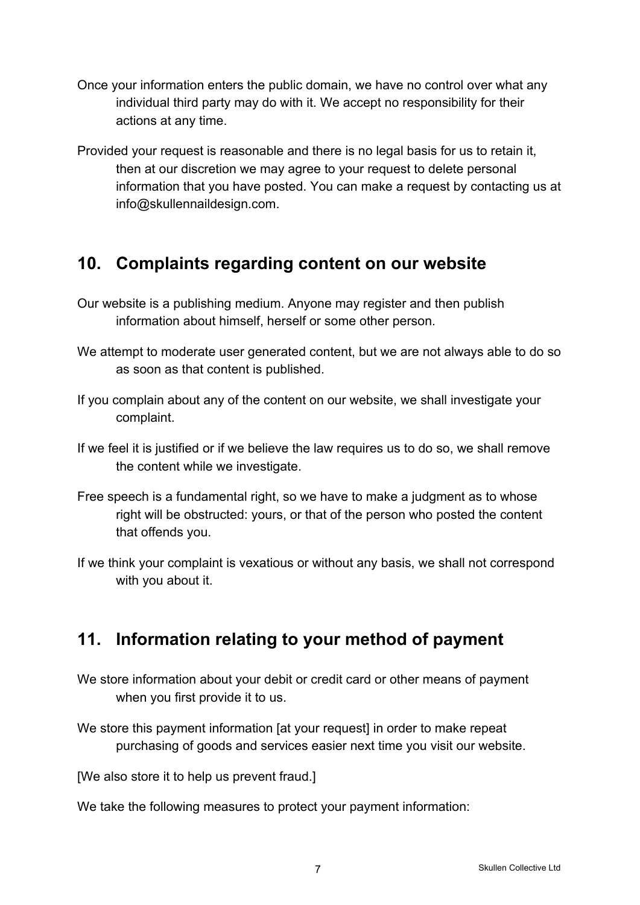Once your information enters the public domain, we have no control over what any individual third party may do with it. We accept no responsibility for their actions at any time.

Provided your request is reasonable and there is no legal basis for us to retain it, then at our discretion we may agree to your request to delete personal information that you have posted. You can make a request by contacting us at info@skullennaildesign.com.

## 10. Complaints regarding content on our website

Our website is a publishing medium. Anyone may register and then publish information about himself, herself or some other person.

We attempt to moderate user generated content, but we are not always able to do so as soon as that content is published.

If you complain about any of the content on our website, we shall investigate your complaint.

If we feel it is justified or if we believe the law requires us to do so, we shall remove the content while we investigate.

Free speech is a fundamental right, so we have to make a judgment as to whose right will be obstructed: yours, or that of the person who posted the content that offends you.

If we think your complaint is vexatious or without any basis, we shall not correspond with you about it.

## 11. Information relating to your method of payment

We store information about your debit or credit card or other means of payment when you first provide it to us.

We store this payment information [at your request] in order to make repeat purchasing of goods and services easier next time you visit our website.

[We also store it to help us prevent fraud.]

We take the following measures to protect your payment information: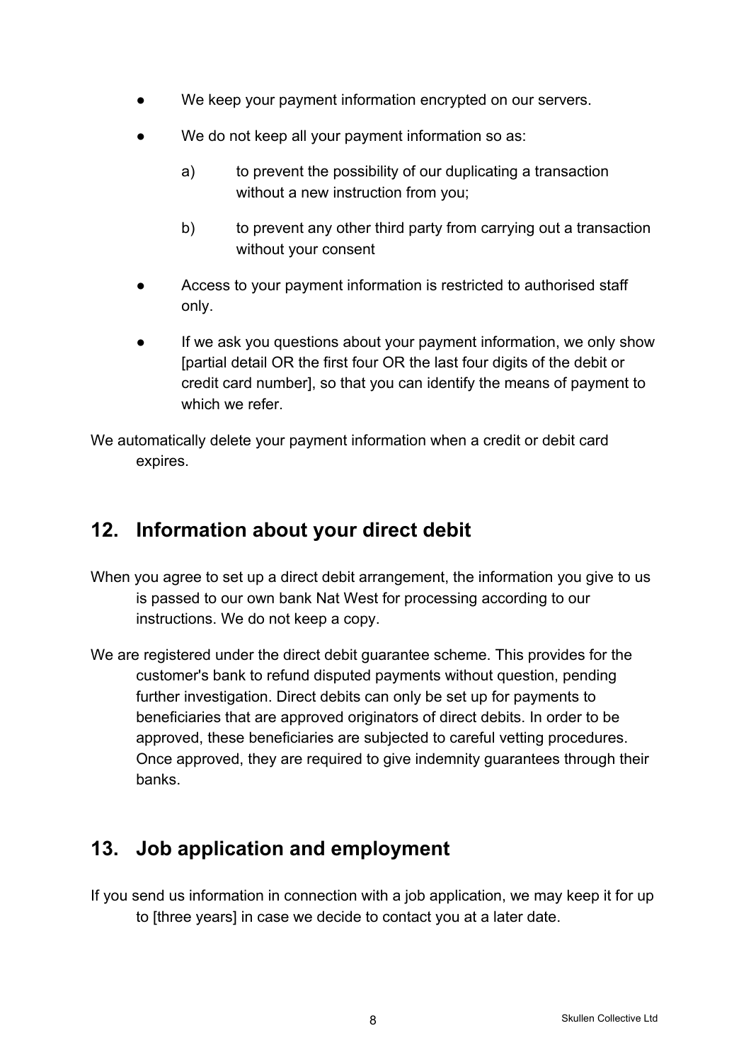- We keep your payment information encrypted on our servers.
- We do not keep all your payment information so as:
  a) to prevent the possibility of our duplicating a transaction without a new instruction from you;
  b) to prevent any other third party from carrying out a transaction without your consent
- Access to your payment information is restricted to authorised staff only.
- If we ask you questions about your payment information, we only show [partial detail OR the first four OR the last four digits of the debit or credit card number], so that you can identify the means of payment to which we refer.

We automatically delete your payment information when a credit or debit card expires.

## 12. Information about your direct debit

When you agree to set up a direct debit arrangement, the information you give to us is passed to our own bank Nat West for processing according to our instructions. We do not keep a copy.

We are registered under the direct debit guarantee scheme. This provides for the customer's bank to refund disputed payments without question, pending further investigation. Direct debits can only be set up for payments to beneficiaries that are approved originators of direct debits. In order to be approved, these beneficiaries are subjected to careful vetting procedures. Once approved, they are required to give indemnity guarantees through their banks.

## 13. Job application and employment

If you send us information in connection with a job application, we may keep it for up to [three years] in case we decide to contact you at a later date.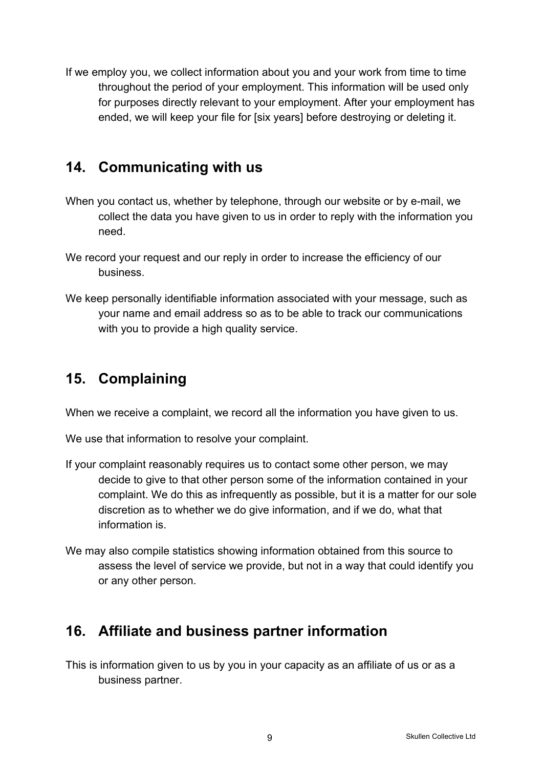If we employ you, we collect information about you and your work from time to time throughout the period of your employment. This information will be used only for purposes directly relevant to your employment. After your employment has ended, we will keep your file for [six years] before destroying or deleting it.

## 14. Communicating with us

When you contact us, whether by telephone, through our website or by e-mail, we collect the data you have given to us in order to reply with the information you need.

We record your request and our reply in order to increase the efficiency of our business.

We keep personally identifiable information associated with your message, such as your name and email address so as to be able to track our communications with you to provide a high quality service.

## 15. Complaining

When we receive a complaint, we record all the information you have given to us.

We use that information to resolve your complaint.

If your complaint reasonably requires us to contact some other person, we may decide to give to that other person some of the information contained in your complaint. We do this as infrequently as possible, but it is a matter for our sole discretion as to whether we do give information, and if we do, what that information is.

We may also compile statistics showing information obtained from this source to assess the level of service we provide, but not in a way that could identify you or any other person.

## 16. Affiliate and business partner information

This is information given to us by you in your capacity as an affiliate of us or as a business partner.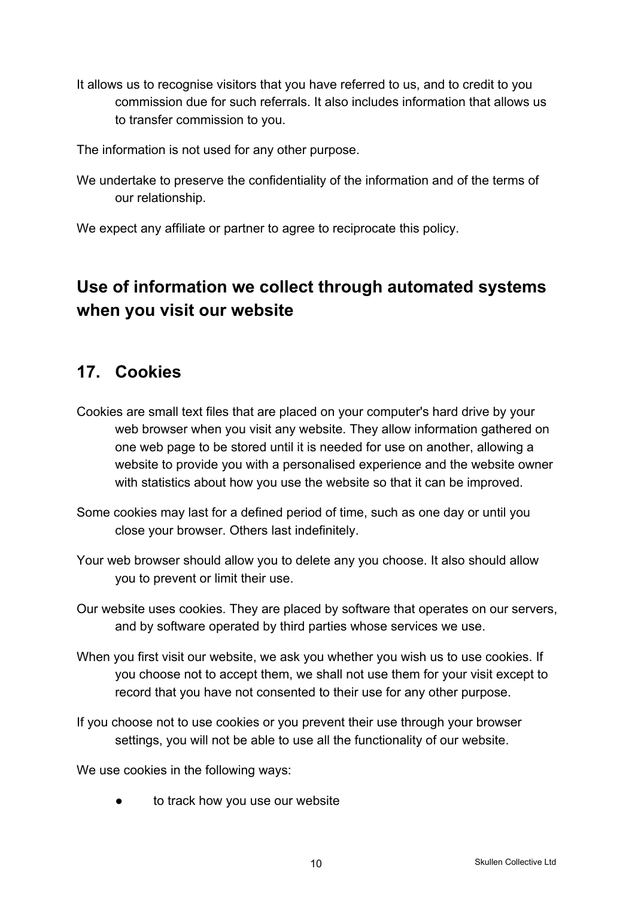It allows us to recognise visitors that you have referred to us, and to credit to you commission due for such referrals. It also includes information that allows us to transfer commission to you.

The information is not used for any other purpose.

We undertake to preserve the confidentiality of the information and of the terms of our relationship.

We expect any affiliate or partner to agree to reciprocate this policy.

## Use of information we collect through automated systems when you visit our website

## 17. Cookies

Cookies are small text files that are placed on your computer's hard drive by your web browser when you visit any website. They allow information gathered on one web page to be stored until it is needed for use on another, allowing a website to provide you with a personalised experience and the website owner with statistics about how you use the website so that it can be improved.

Some cookies may last for a defined period of time, such as one day or until you close your browser. Others last indefinitely.

Your web browser should allow you to delete any you choose. It also should allow you to prevent or limit their use.

Our website uses cookies. They are placed by software that operates on our servers, and by software operated by third parties whose services we use.

When you first visit our website, we ask you whether you wish us to use cookies. If you choose not to accept them, we shall not use them for your visit except to record that you have not consented to their use for any other purpose.

If you choose not to use cookies or you prevent their use through your browser settings, you will not be able to use all the functionality of our website.

We use cookies in the following ways:

- to track how you use our website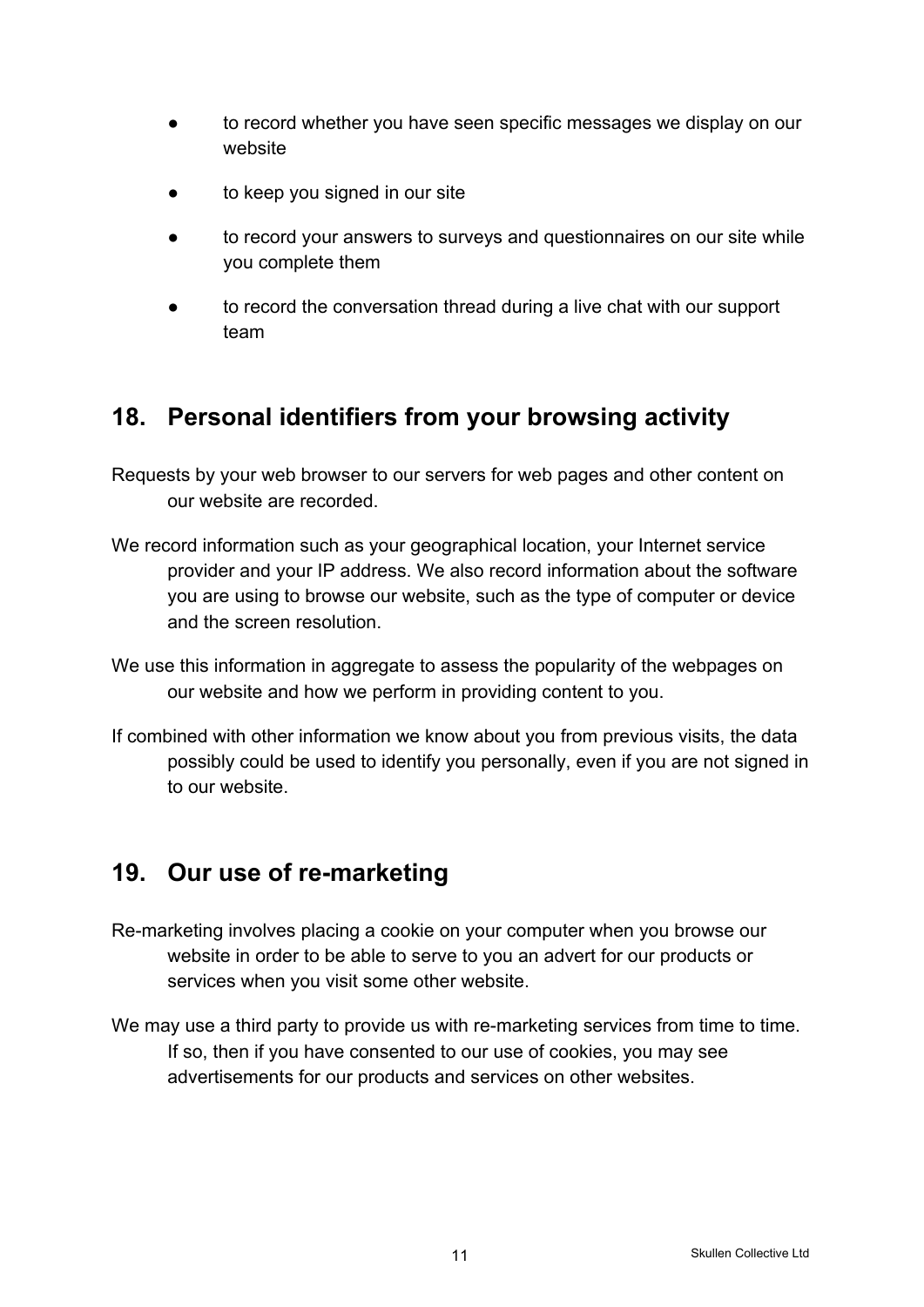- to record whether you have seen specific messages we display on our website
- to keep you signed in our site
- to record your answers to surveys and questionnaires on our site while you complete them
- to record the conversation thread during a live chat with our support team

## 18. Personal identifiers from your browsing activity

Requests by your web browser to our servers for web pages and other content on our website are recorded.

We record information such as your geographical location, your Internet service provider and your IP address. We also record information about the software you are using to browse our website, such as the type of computer or device and the screen resolution.

We use this information in aggregate to assess the popularity of the webpages on our website and how we perform in providing content to you.

If combined with other information we know about you from previous visits, the data possibly could be used to identify you personally, even if you are not signed in to our website.

## 19. Our use of re-marketing

Re-marketing involves placing a cookie on your computer when you browse our website in order to be able to serve to you an advert for our products or services when you visit some other website.

We may use a third party to provide us with re-marketing services from time to time. If so, then if you have consented to our use of cookies, you may see advertisements for our products and services on other websites.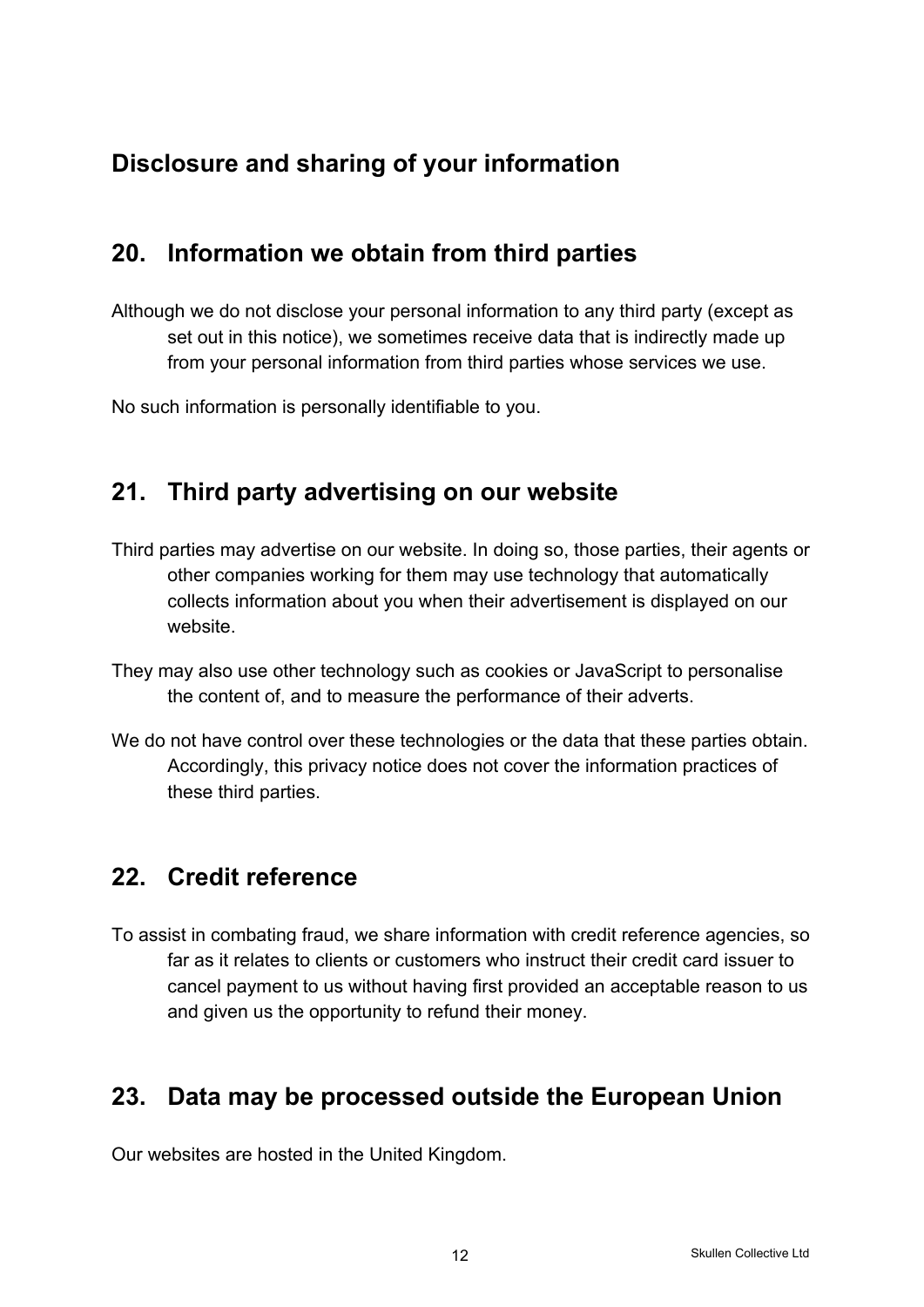## Disclosure and sharing of your information

## 20. Information we obtain from third parties

Although we do not disclose your personal information to any third party (except as set out in this notice), we sometimes receive data that is indirectly made up from your personal information from third parties whose services we use.

No such information is personally identifiable to you.

## 21. Third party advertising on our website

Third parties may advertise on our website. In doing so, those parties, their agents or other companies working for them may use technology that automatically collects information about you when their advertisement is displayed on our website.

They may also use other technology such as cookies or JavaScript to personalise the content of, and to measure the performance of their adverts.

We do not have control over these technologies or the data that these parties obtain. Accordingly, this privacy notice does not cover the information practices of these third parties.

## 22. Credit reference

To assist in combating fraud, we share information with credit reference agencies, so far as it relates to clients or customers who instruct their credit card issuer to cancel payment to us without having first provided an acceptable reason to us and given us the opportunity to refund their money.

## 23. Data may be processed outside the European Union

Our websites are hosted in the United Kingdom.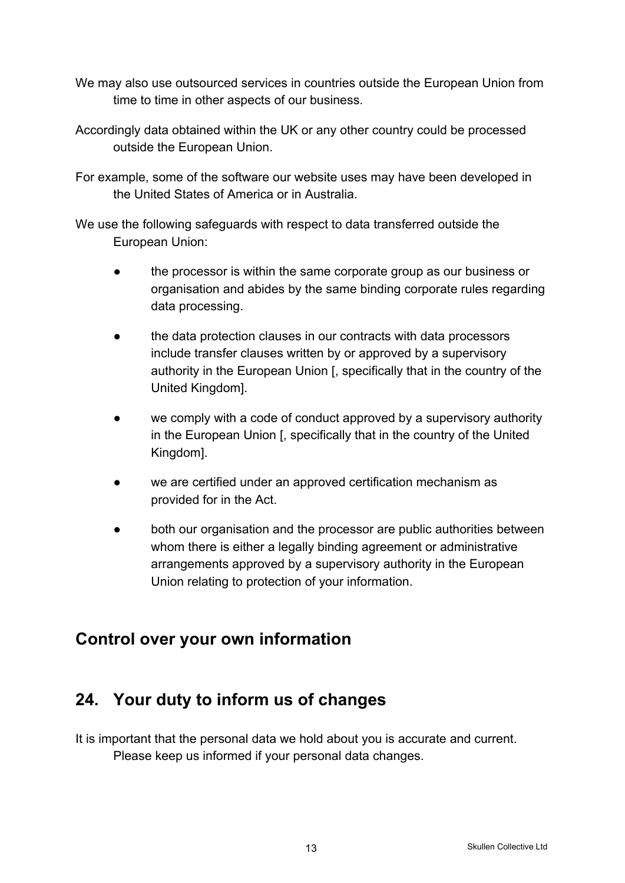We may also use outsourced services in countries outside the European Union from time to time in other aspects of our business.

Accordingly data obtained within the UK or any other country could be processed outside the European Union.

For example, some of the software our website uses may have been developed in the United States of America or in Australia.

We use the following safeguards with respect to data transferred outside the European Union:

- the processor is within the same corporate group as our business or organisation and abides by the same binding corporate rules regarding data processing.
- the data protection clauses in our contracts with data processors include transfer clauses written by or approved by a supervisory authority in the European Union [, specifically that in the country of the United Kingdom].
- we comply with a code of conduct approved by a supervisory authority in the European Union [, specifically that in the country of the United Kingdom].
- we are certified under an approved certification mechanism as provided for in the Act.
- both our organisation and the processor are public authorities between whom there is either a legally binding agreement or administrative arrangements approved by a supervisory authority in the European Union relating to protection of your information.

## Control over your own information

## 24. Your duty to inform us of changes

It is important that the personal data we hold about you is accurate and current. Please keep us informed if your personal data changes.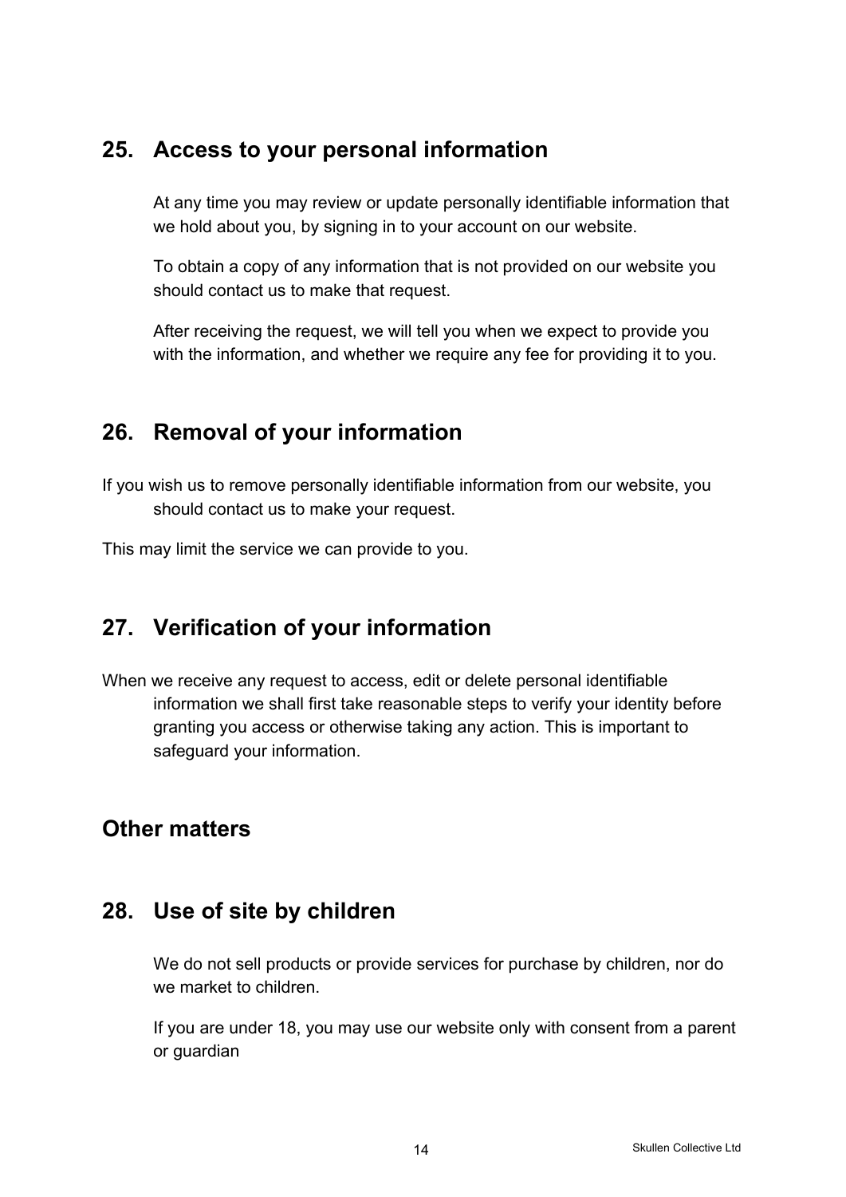## 25. Access to your personal information

At any time you may review or update personally identifiable information that we hold about you, by signing in to your account on our website.

To obtain a copy of any information that is not provided on our website you should contact us to make that request.

After receiving the request, we will tell you when we expect to provide you with the information, and whether we require any fee for providing it to you.

## 26. Removal of your information

If you wish us to remove personally identifiable information from our website, you should contact us to make your request.

This may limit the service we can provide to you.

## 27. Verification of your information

When we receive any request to access, edit or delete personal identifiable information we shall first take reasonable steps to verify your identity before granting you access or otherwise taking any action. This is important to safeguard your information.

## Other matters

## 28. Use of site by children

We do not sell products or provide services for purchase by children, nor do we market to children.

If you are under 18, you may use our website only with consent from a parent or guardian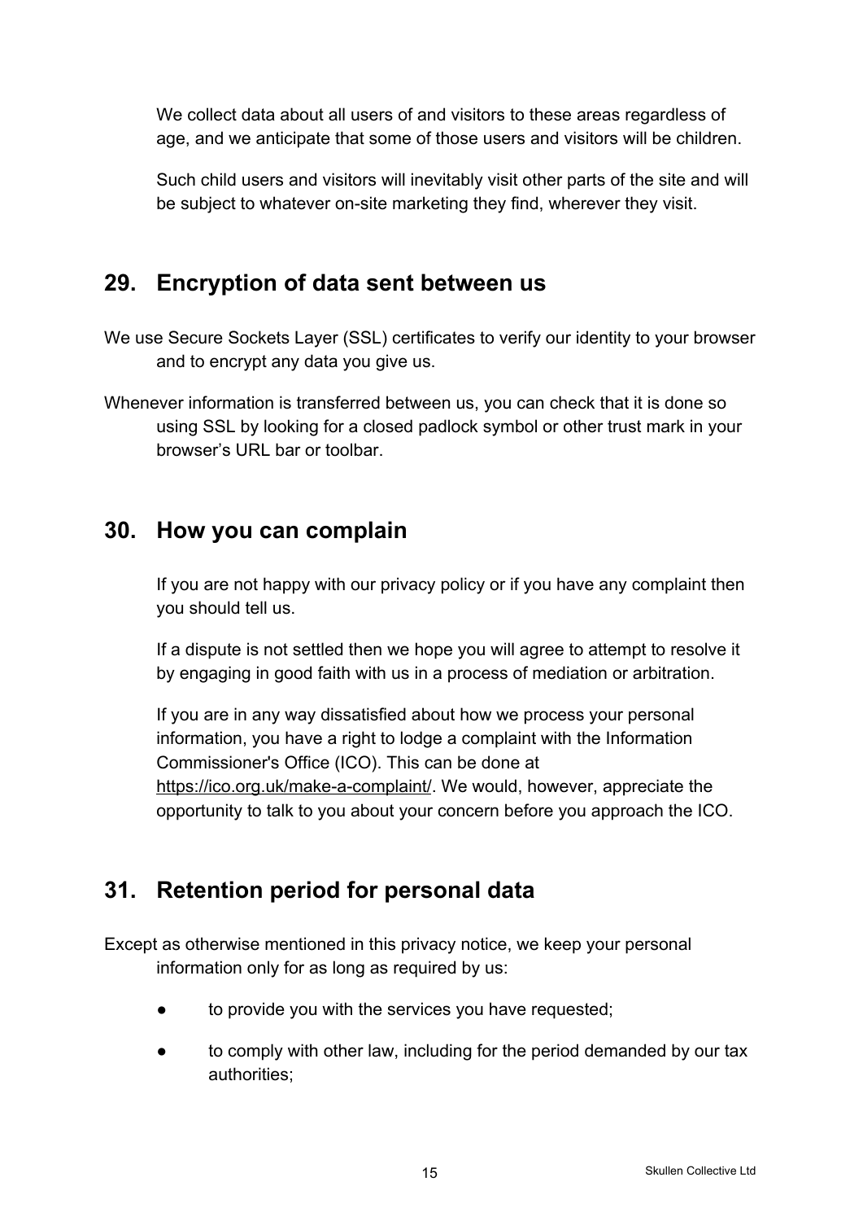We collect data about all users of and visitors to these areas regardless of age, and we anticipate that some of those users and visitors will be children.

Such child users and visitors will inevitably visit other parts of the site and will be subject to whatever on-site marketing they find, wherever they visit.

## 29. Encryption of data sent between us

We use Secure Sockets Layer (SSL) certificates to verify our identity to your browser and to encrypt any data you give us.

Whenever information is transferred between us, you can check that it is done so using SSL by looking for a closed padlock symbol or other trust mark in your browser's URL bar or toolbar.

## 30. How you can complain

If you are not happy with our privacy policy or if you have any complaint then you should tell us.

If a dispute is not settled then we hope you will agree to attempt to resolve it by engaging in good faith with us in a process of mediation or arbitration.

If you are in any way dissatisfied about how we process your personal information, you have a right to lodge a complaint with the Information Commissioner's Office (ICO). This can be done at https://ico.org.uk/make-a-complaint/. We would, however, appreciate the opportunity to talk to you about your concern before you approach the ICO.

## 31. Retention period for personal data

Except as otherwise mentioned in this privacy notice, we keep your personal information only for as long as required by us:

- to provide you with the services you have requested;
- to comply with other law, including for the period demanded by our tax authorities;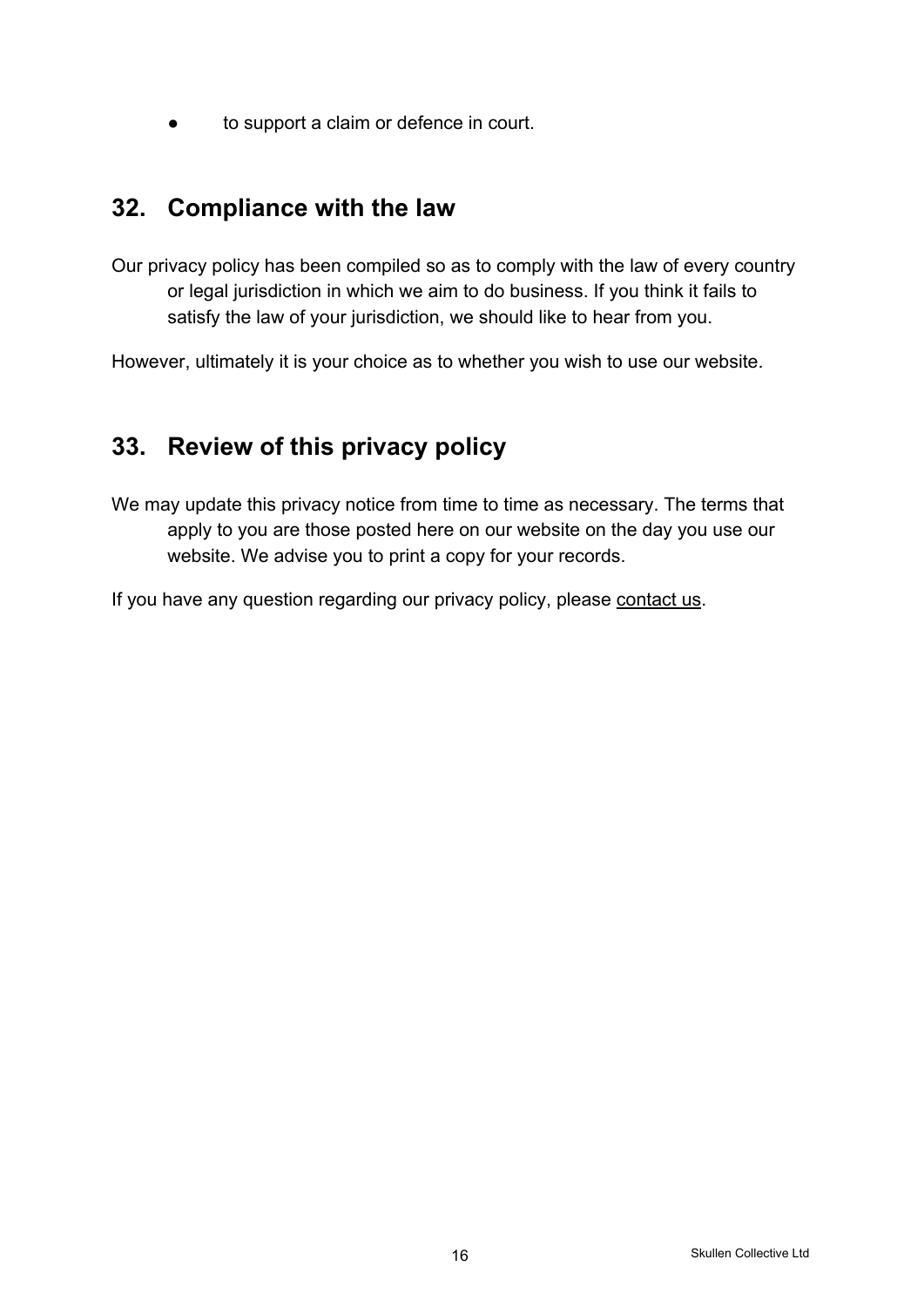- to support a claim or defence in court.

## 32. Compliance with the law

Our privacy policy has been compiled so as to comply with the law of every country or legal jurisdiction in which we aim to do business. If you think it fails to satisfy the law of your jurisdiction, we should like to hear from you.

However, ultimately it is your choice as to whether you wish to use our website.

## 33. Review of this privacy policy

We may update this privacy notice from time to time as necessary. The terms that apply to you are those posted here on our website on the day you use our website. We advise you to print a copy for your records.

If you have any question regarding our privacy policy, please contact us.